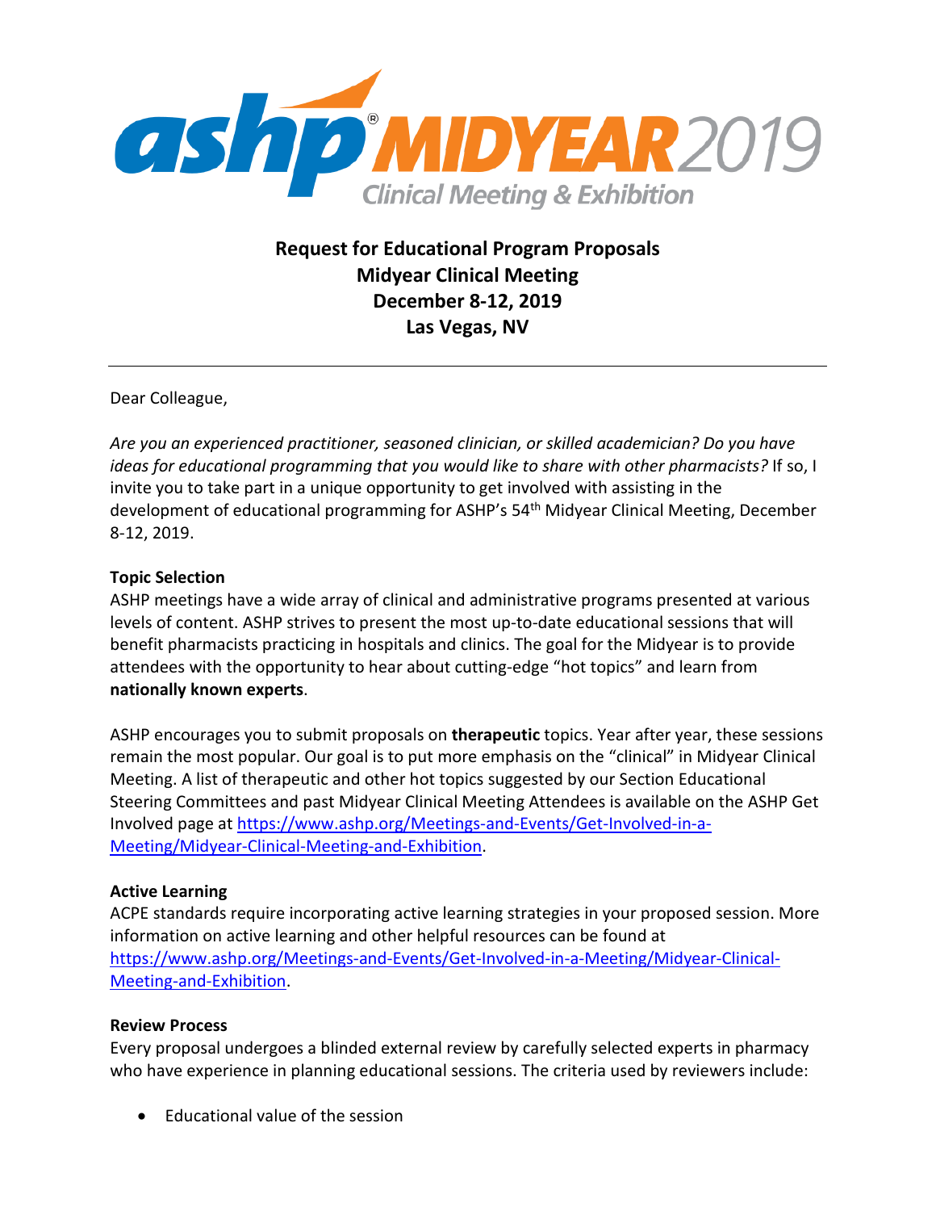ashp® MIDYEAR 2019
Clinical Meeting & Exhibition

## Request for Educational Program Proposals
## Midyear Clinical Meeting
## December 8-12, 2019
## Las Vegas, NV

---

Dear Colleague,

*Are you an experienced practitioner, seasoned clinician, or skilled academician? Do you have ideas for educational programming that you would like to share with other pharmacists?* If so, I invite you to take part in a unique opportunity to get involved with assisting in the development of educational programming for ASHP's 54th Midyear Clinical Meeting, December 8-12, 2019.

**Topic Selection**

ASHP meetings have a wide array of clinical and administrative programs presented at various levels of content. ASHP strives to present the most up-to-date educational sessions that will benefit pharmacists practicing in hospitals and clinics. The goal for the Midyear is to provide attendees with the opportunity to hear about cutting-edge "hot topics" and learn from **nationally known experts**.

ASHP encourages you to submit proposals on **therapeutic** topics. Year after year, these sessions remain the most popular. Our goal is to put more emphasis on the "clinical" in Midyear Clinical Meeting. A list of therapeutic and other hot topics suggested by our Section Educational Steering Committees and past Midyear Clinical Meeting Attendees is available on the ASHP Get Involved page at https://www.ashp.org/Meetings-and-Events/Get-Involved-in-a-Meeting/Midyear-Clinical-Meeting-and-Exhibition.

**Active Learning**

ACPE standards require incorporating active learning strategies in your proposed session. More information on active learning and other helpful resources can be found at https://www.ashp.org/Meetings-and-Events/Get-Involved-in-a-Meeting/Midyear-Clinical-Meeting-and-Exhibition.

**Review Process**

Every proposal undergoes a blinded external review by carefully selected experts in pharmacy who have experience in planning educational sessions. The criteria used by reviewers include:

- Educational value of the session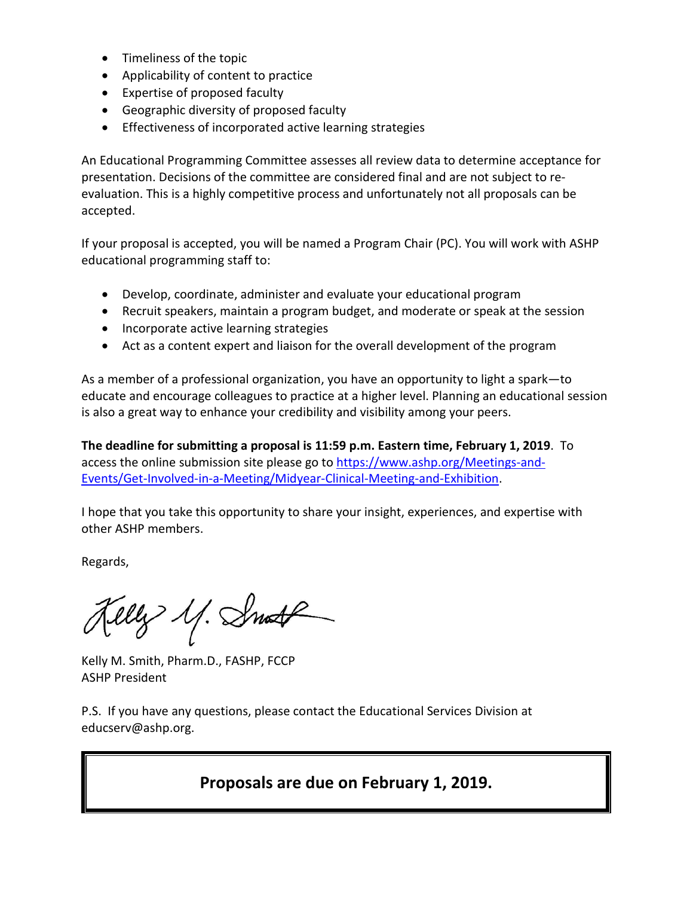- Timeliness of the topic
- Applicability of content to practice
- Expertise of proposed faculty
- Geographic diversity of proposed faculty
- Effectiveness of incorporated active learning strategies

An Educational Programming Committee assesses all review data to determine acceptance for presentation. Decisions of the committee are considered final and are not subject to re-evaluation. This is a highly competitive process and unfortunately not all proposals can be accepted.

If your proposal is accepted, you will be named a Program Chair (PC). You will work with ASHP educational programming staff to:

- Develop, coordinate, administer and evaluate your educational program
- Recruit speakers, maintain a program budget, and moderate or speak at the session
- Incorporate active learning strategies
- Act as a content expert and liaison for the overall development of the program

As a member of a professional organization, you have an opportunity to light a spark—to educate and encourage colleagues to practice at a higher level. Planning an educational session is also a great way to enhance your credibility and visibility among your peers.

**The deadline for submitting a proposal is 11:59 p.m. Eastern time, February 1, 2019**. To access the online submission site please go to [https://www.ashp.org/Meetings-and-Events/Get-Involved-in-a-Meeting/Midyear-Clinical-Meeting-and-Exhibition](https://www.ashp.org/Meetings-and-Events/Get-Involved-in-a-Meeting/Midyear-Clinical-Meeting-and-Exhibition).

I hope that you take this opportunity to share your insight, experiences, and expertise with other ASHP members.

Regards,

Kelly M. Smith, Pharm.D., FASHP, FCCP
ASHP President

P.S. If you have any questions, please contact the Educational Services Division at educserv@ashp.org.

**Proposals are due on February 1, 2019.**